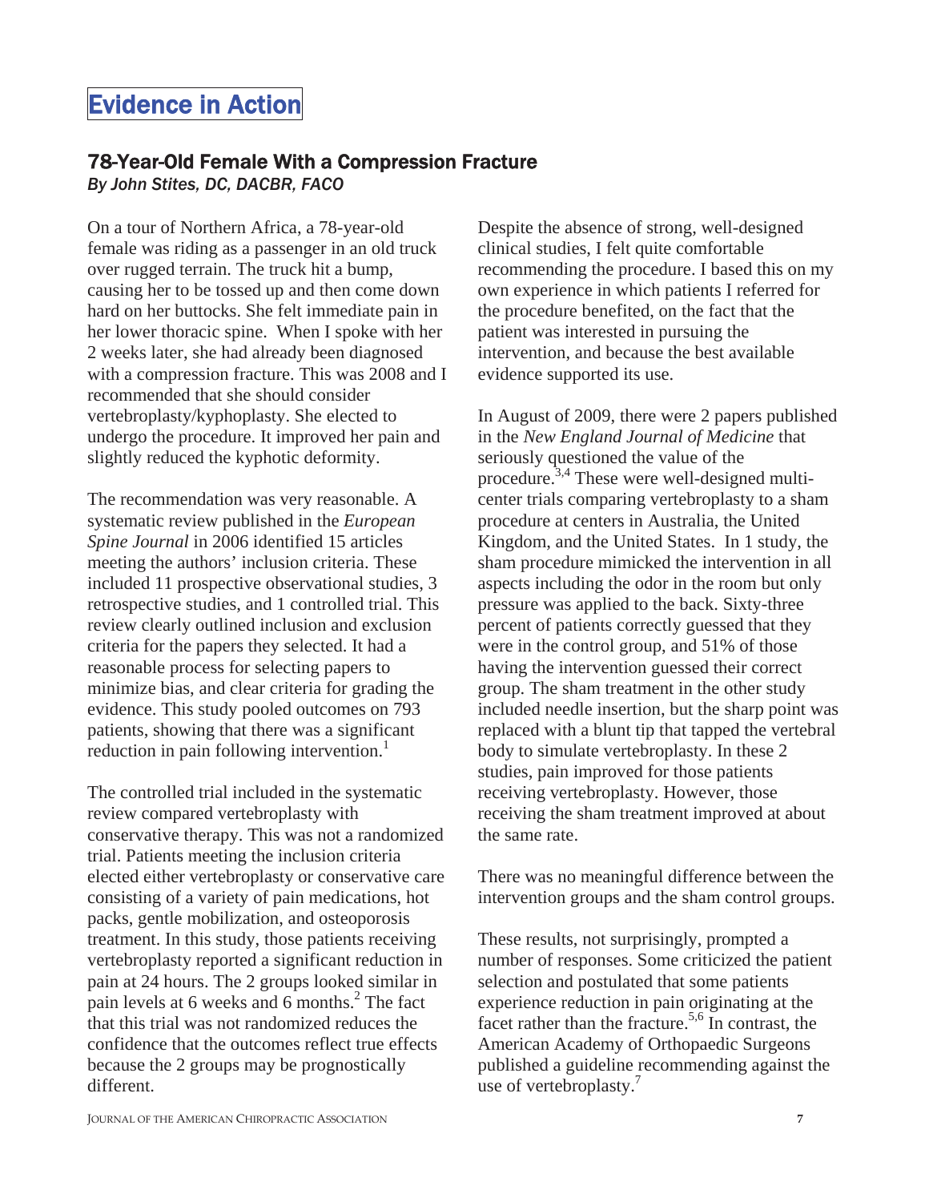# Evidence in Action

## 78-Year-Old Female With a Compression Fracture

*By John Stites, DC, DACBR, FACO*

On a tour of Northern Africa, a 78-year-old female was riding as a passenger in an old truck over rugged terrain. The truck hit a bump, causing her to be tossed up and then come down hard on her buttocks. She felt immediate pain in her lower thoracic spine. When I spoke with her 2 weeks later, she had already been diagnosed with a compression fracture. This was 2008 and I recommended that she should consider vertebroplasty/kyphoplasty. She elected to undergo the procedure. It improved her pain and slightly reduced the kyphotic deformity.

The recommendation was very reasonable. A systematic review published in the *European Spine Journal* in 2006 identified 15 articles meeting the authors' inclusion criteria. These included 11 prospective observational studies, 3 retrospective studies, and 1 controlled trial. This review clearly outlined inclusion and exclusion criteria for the papers they selected. It had a reasonable process for selecting papers to minimize bias, and clear criteria for grading the evidence. This study pooled outcomes on 793 patients, showing that there was a significant reduction in pain following intervention.[1]

The controlled trial included in the systematic review compared vertebroplasty with conservative therapy. This was not a randomized trial. Patients meeting the inclusion criteria elected either vertebroplasty or conservative care consisting of a variety of pain medications, hot packs, gentle mobilization, and osteoporosis treatment. In this study, those patients receiving vertebroplasty reported a significant reduction in pain at 24 hours. The 2 groups looked similar in pain levels at 6 weeks and 6 months.[2] The fact that this trial was not randomized reduces the confidence that the outcomes reflect true effects because the 2 groups may be prognostically different.

Despite the absence of strong, well-designed clinical studies, I felt quite comfortable recommending the procedure. I based this on my own experience in which patients I referred for the procedure benefited, on the fact that the patient was interested in pursuing the intervention, and because the best available evidence supported its use.

In August of 2009, there were 2 papers published in the *New England Journal of Medicine* that seriously questioned the value of the procedure.[3,4] These were well-designed multi-center trials comparing vertebroplasty to a sham procedure at centers in Australia, the United Kingdom, and the United States. In 1 study, the sham procedure mimicked the intervention in all aspects including the odor in the room but only pressure was applied to the back. Sixty-three percent of patients correctly guessed that they were in the control group, and 51% of those having the intervention guessed their correct group. The sham treatment in the other study included needle insertion, but the sharp point was replaced with a blunt tip that tapped the vertebral body to simulate vertebroplasty. In these 2 studies, pain improved for those patients receiving vertebroplasty. However, those receiving the sham treatment improved at about the same rate.

There was no meaningful difference between the intervention groups and the sham control groups.

These results, not surprisingly, prompted a number of responses. Some criticized the patient selection and postulated that some patients experience reduction in pain originating at the facet rather than the fracture.[5,6] In contrast, the American Academy of Orthopaedic Surgeons published a guideline recommending against the use of vertebroplasty.[7]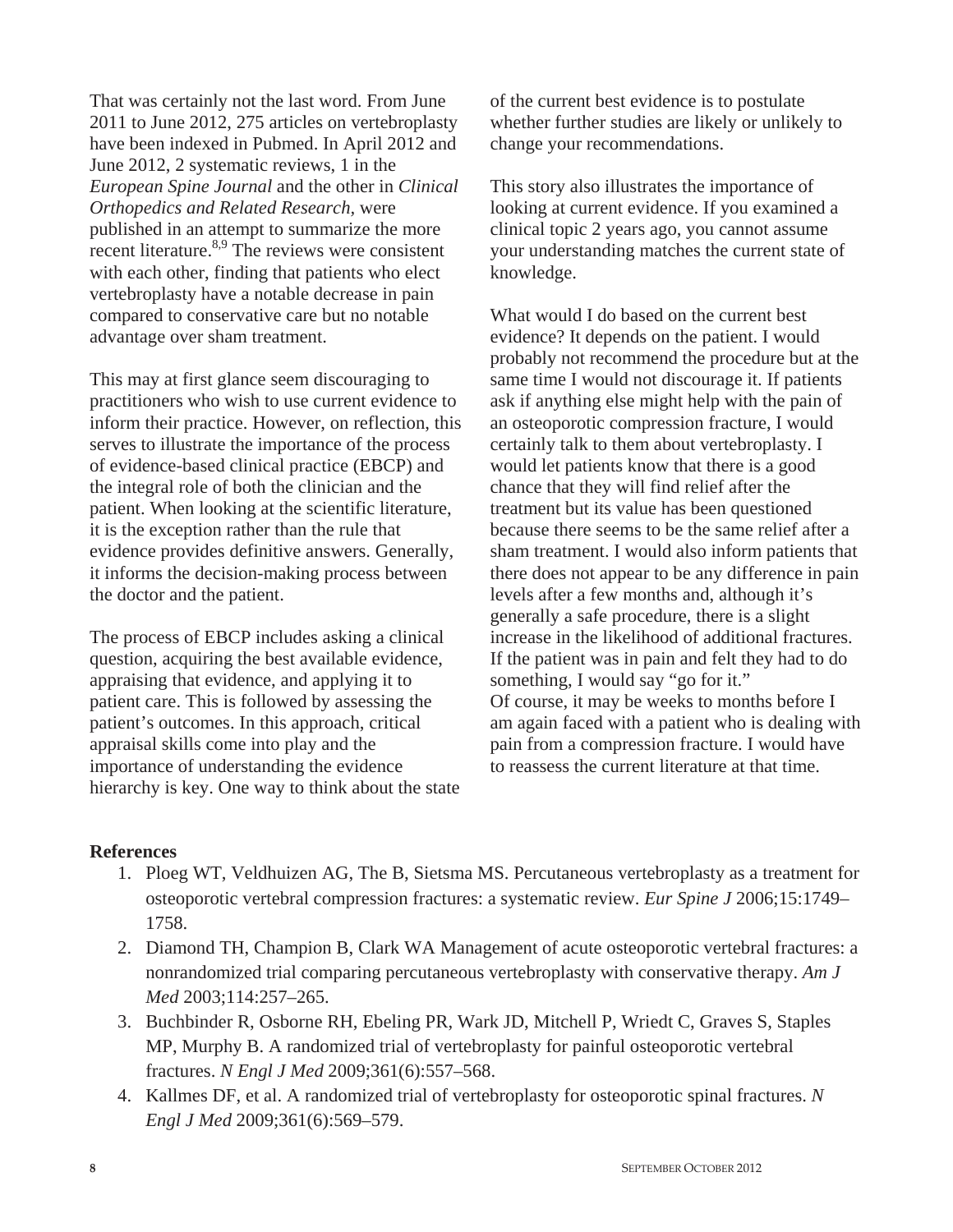That was certainly not the last word. From June 2011 to June 2012, 275 articles on vertebroplasty have been indexed in Pubmed. In April 2012 and June 2012, 2 systematic reviews, 1 in the *European Spine Journal* and the other in *Clinical Orthopedics and Related Research*, were published in an attempt to summarize the more recent literature.[8,9] The reviews were consistent with each other, finding that patients who elect vertebroplasty have a notable decrease in pain compared to conservative care but no notable advantage over sham treatment.

This may at first glance seem discouraging to practitioners who wish to use current evidence to inform their practice. However, on reflection, this serves to illustrate the importance of the process of evidence-based clinical practice (EBCP) and the integral role of both the clinician and the patient. When looking at the scientific literature, it is the exception rather than the rule that evidence provides definitive answers. Generally, it informs the decision-making process between the doctor and the patient.

The process of EBCP includes asking a clinical question, acquiring the best available evidence, appraising that evidence, and applying it to patient care. This is followed by assessing the patient's outcomes. In this approach, critical appraisal skills come into play and the importance of understanding the evidence hierarchy is key. One way to think about the state of the current best evidence is to postulate whether further studies are likely or unlikely to change your recommendations.

This story also illustrates the importance of looking at current evidence. If you examined a clinical topic 2 years ago, you cannot assume your understanding matches the current state of knowledge.

What would I do based on the current best evidence? It depends on the patient. I would probably not recommend the procedure but at the same time I would not discourage it. If patients ask if anything else might help with the pain of an osteoporotic compression fracture, I would certainly talk to them about vertebroplasty. I would let patients know that there is a good chance that they will find relief after the treatment but its value has been questioned because there seems to be the same relief after a sham treatment. I would also inform patients that there does not appear to be any difference in pain levels after a few months and, although it's generally a safe procedure, there is a slight increase in the likelihood of additional fractures. If the patient was in pain and felt they had to do something, I would say "go for it."

Of course, it may be weeks to months before I am again faced with a patient who is dealing with pain from a compression fracture. I would have to reassess the current literature at that time.

**References**

1. Ploeg WT, Veldhuizen AG, The B, Sietsma MS. Percutaneous vertebroplasty as a treatment for osteoporotic vertebral compression fractures: a systematic review. *Eur Spine J* 2006;15:1749–1758.
2. Diamond TH, Champion B, Clark WA Management of acute osteoporotic vertebral fractures: a nonrandomized trial comparing percutaneous vertebroplasty with conservative therapy. *Am J Med* 2003;114:257–265.
3. Buchbinder R, Osborne RH, Ebeling PR, Wark JD, Mitchell P, Wriedt C, Graves S, Staples MP, Murphy B. A randomized trial of vertebroplasty for painful osteoporotic vertebral fractures. *N Engl J Med* 2009;361(6):557–568.
4. Kallmes DF, et al. A randomized trial of vertebroplasty for osteoporotic spinal fractures. *N Engl J Med* 2009;361(6):569–579.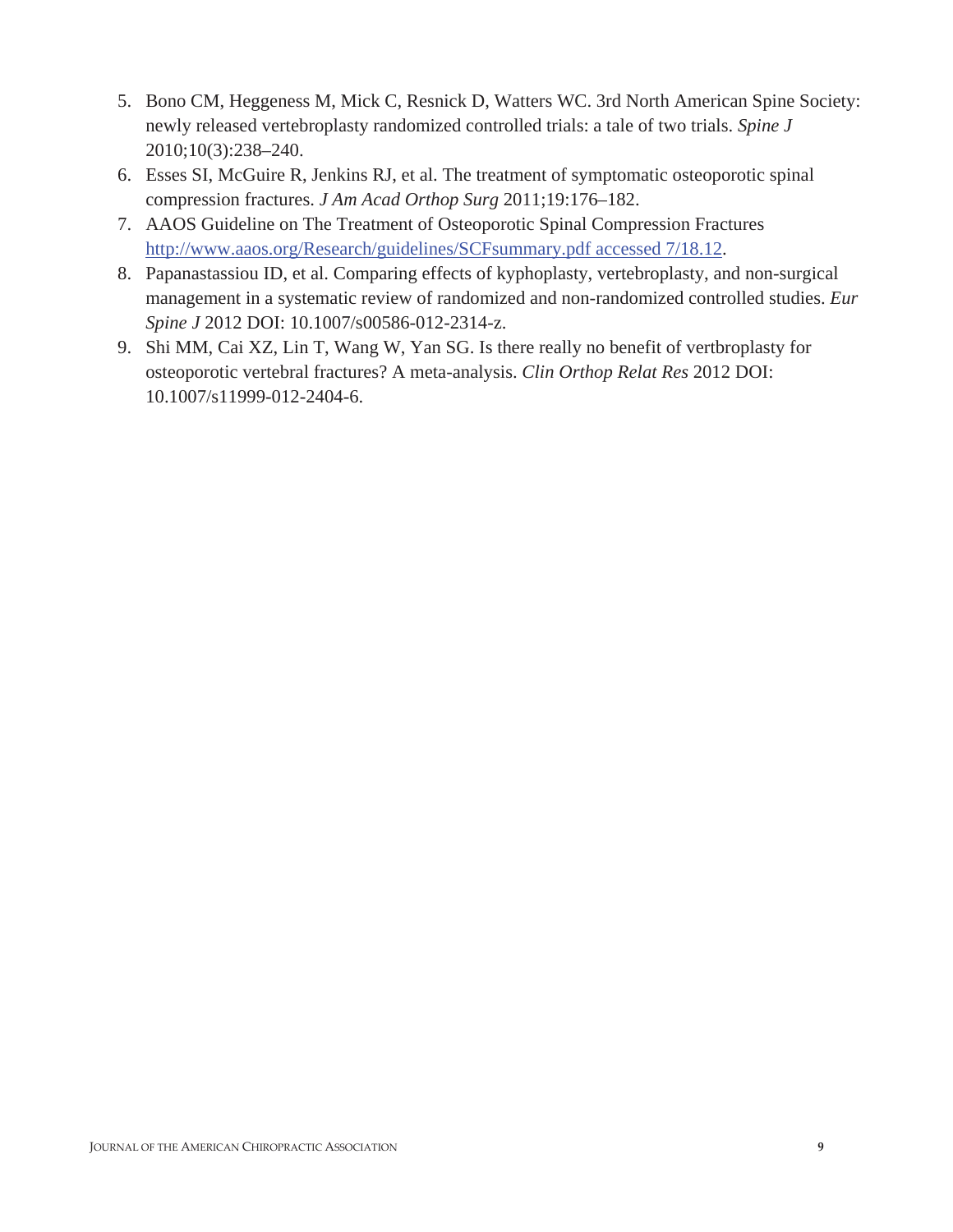5. Bono CM, Heggeness M, Mick C, Resnick D, Watters WC. 3rd North American Spine Society: newly released vertebroplasty randomized controlled trials: a tale of two trials. *Spine J* 2010;10(3):238–240.
6. Esses SI, McGuire R, Jenkins RJ, et al. The treatment of symptomatic osteoporotic spinal compression fractures. *J Am Acad Orthop Surg* 2011;19:176–182.
7. AAOS Guideline on The Treatment of Osteoporotic Spinal Compression Fractures http://www.aaos.org/Research/guidelines/SCFsummary.pdf accessed 7/18.12.
8. Papanastassiou ID, et al. Comparing effects of kyphoplasty, vertebroplasty, and non-surgical management in a systematic review of randomized and non-randomized controlled studies. *Eur Spine J* 2012 DOI: 10.1007/s00586-012-2314-z.
9. Shi MM, Cai XZ, Lin T, Wang W, Yan SG. Is there really no benefit of vertbroplasty for osteoporotic vertebral fractures? A meta-analysis. *Clin Orthop Relat Res* 2012 DOI: 10.1007/s11999-012-2404-6.